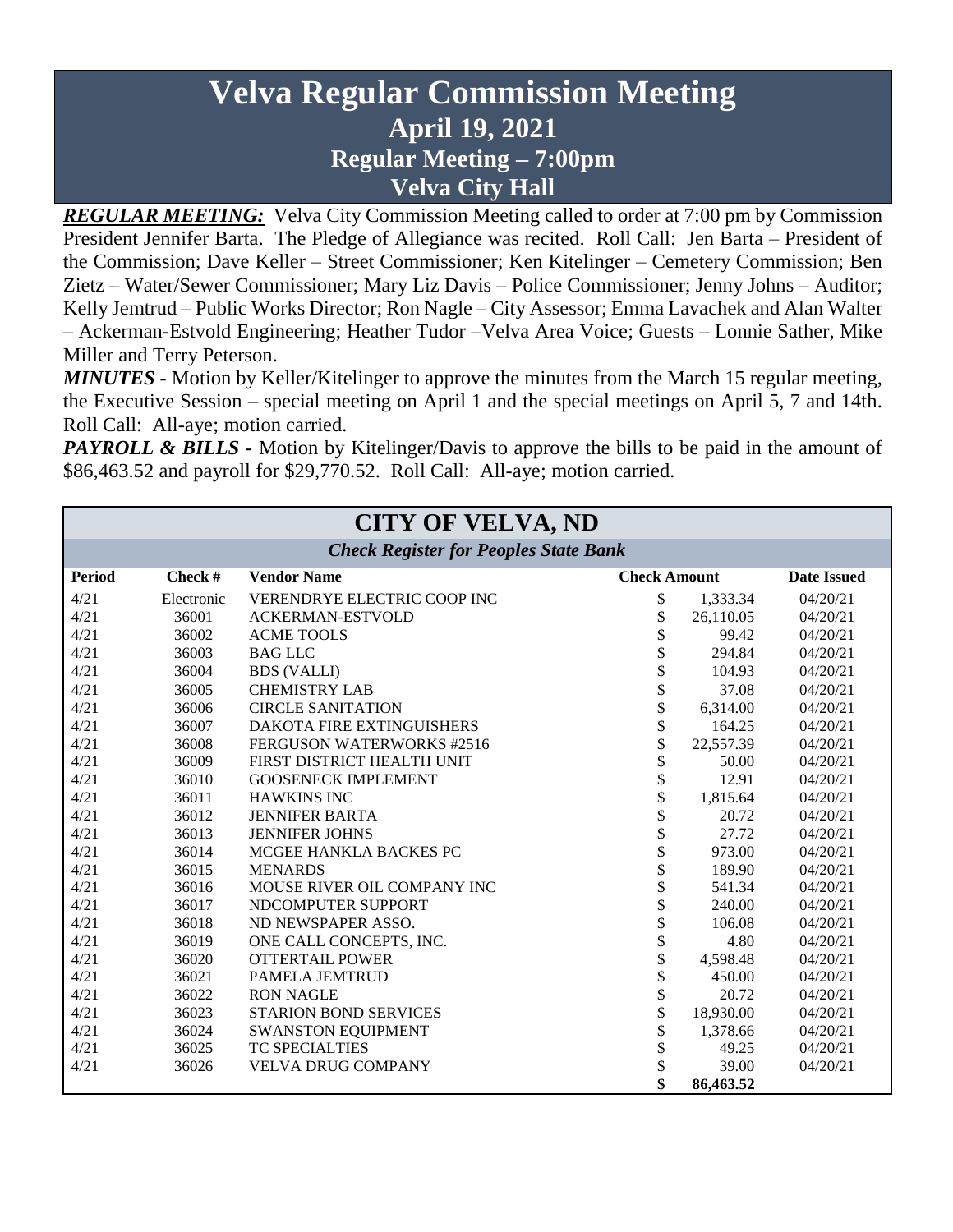# Velva Regular Commission Meeting
## April 19, 2021
## Regular Meeting – 7:00pm
## Velva City Hall

***REGULAR MEETING:*** Velva City Commission Meeting called to order at 7:00 pm by Commission President Jennifer Barta. The Pledge of Allegiance was recited. Roll Call: Jen Barta – President of the Commission; Dave Keller – Street Commissioner; Ken Kitelinger – Cemetery Commission; Ben Zietz – Water/Sewer Commissioner; Mary Liz Davis – Police Commissioner; Jenny Johns – Auditor; Kelly Jemtrud – Public Works Director; Ron Nagle – City Assessor; Emma Lavachek and Alan Walter – Ackerman-Estvold Engineering; Heather Tudor –Velva Area Voice; Guests – Lonnie Sather, Mike Miller and Terry Peterson.

***MINUTES -*** Motion by Keller/Kitelinger to approve the minutes from the March 15 regular meeting, the Executive Session – special meeting on April 1 and the special meetings on April 5, 7 and 14th. Roll Call: All-aye; motion carried.

***PAYROLL & BILLS -*** Motion by Kitelinger/Davis to approve the bills to be paid in the amount of $86,463.52 and payroll for $29,770.52. Roll Call: All-aye; motion carried.

**CITY OF VELVA, ND**

***Check Register for Peoples State Bank***

| Period | Check # | Vendor Name | Check Amount | Date Issued |
|---|---|---|---|---|
| 4/21 | Electronic | VERENDRYE ELECTRIC COOP INC | $ 1,333.34 | 04/20/21 |
| 4/21 | 36001 | ACKERMAN-ESTVOLD | $ 26,110.05 | 04/20/21 |
| 4/21 | 36002 | ACME TOOLS | $ 99.42 | 04/20/21 |
| 4/21 | 36003 | BAG LLC | $ 294.84 | 04/20/21 |
| 4/21 | 36004 | BDS (VALLI) | $ 104.93 | 04/20/21 |
| 4/21 | 36005 | CHEMISTRY LAB | $ 37.08 | 04/20/21 |
| 4/21 | 36006 | CIRCLE SANITATION | $ 6,314.00 | 04/20/21 |
| 4/21 | 36007 | DAKOTA FIRE EXTINGUISHERS | $ 164.25 | 04/20/21 |
| 4/21 | 36008 | FERGUSON WATERWORKS #2516 | $ 22,557.39 | 04/20/21 |
| 4/21 | 36009 | FIRST DISTRICT HEALTH UNIT | $ 50.00 | 04/20/21 |
| 4/21 | 36010 | GOOSENECK IMPLEMENT | $ 12.91 | 04/20/21 |
| 4/21 | 36011 | HAWKINS INC | $ 1,815.64 | 04/20/21 |
| 4/21 | 36012 | JENNIFER BARTA | $ 20.72 | 04/20/21 |
| 4/21 | 36013 | JENNIFER JOHNS | $ 27.72 | 04/20/21 |
| 4/21 | 36014 | MCGEE HANKLA BACKES PC | $ 973.00 | 04/20/21 |
| 4/21 | 36015 | MENARDS | $ 189.90 | 04/20/21 |
| 4/21 | 36016 | MOUSE RIVER OIL COMPANY INC | $ 541.34 | 04/20/21 |
| 4/21 | 36017 | NDCOMPUTER SUPPORT | $ 240.00 | 04/20/21 |
| 4/21 | 36018 | ND NEWSPAPER ASSO. | $ 106.08 | 04/20/21 |
| 4/21 | 36019 | ONE CALL CONCEPTS, INC. | $ 4.80 | 04/20/21 |
| 4/21 | 36020 | OTTERTAIL POWER | $ 4,598.48 | 04/20/21 |
| 4/21 | 36021 | PAMELA JEMTRUD | $ 450.00 | 04/20/21 |
| 4/21 | 36022 | RON NAGLE | $ 20.72 | 04/20/21 |
| 4/21 | 36023 | STARION BOND SERVICES | $ 18,930.00 | 04/20/21 |
| 4/21 | 36024 | SWANSTON EQUIPMENT | $ 1,378.66 | 04/20/21 |
| 4/21 | 36025 | TC SPECIALTIES | $ 49.25 | 04/20/21 |
| 4/21 | 36026 | VELVA DRUG COMPANY | $ 39.00 | 04/20/21 |
| | | | **$ 86,463.52** | |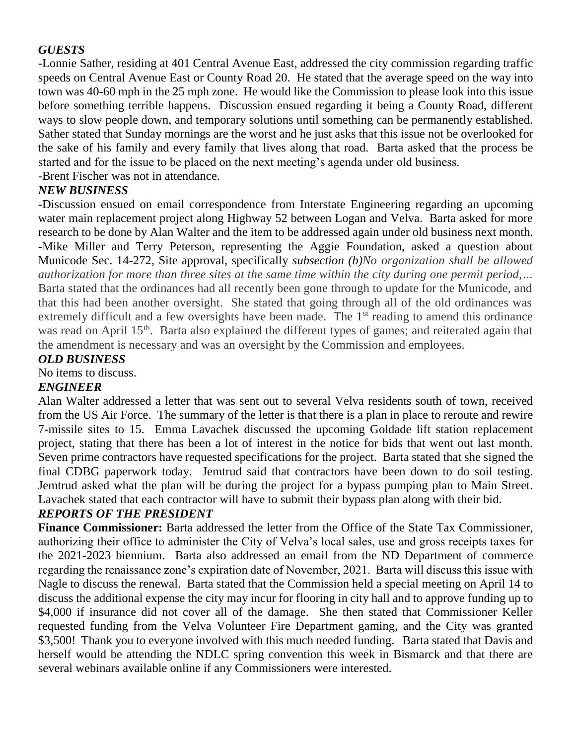### *GUESTS*

-Lonnie Sather, residing at 401 Central Avenue East, addressed the city commission regarding traffic speeds on Central Avenue East or County Road 20. He stated that the average speed on the way into town was 40-60 mph in the 25 mph zone. He would like the Commission to please look into this issue before something terrible happens. Discussion ensued regarding it being a County Road, different ways to slow people down, and temporary solutions until something can be permanently established. Sather stated that Sunday mornings are the worst and he just asks that this issue not be overlooked for the sake of his family and every family that lives along that road. Barta asked that the process be started and for the issue to be placed on the next meeting's agenda under old business.

-Brent Fischer was not in attendance.

### *NEW BUSINESS*

-Discussion ensued on email correspondence from Interstate Engineering regarding an upcoming water main replacement project along Highway 52 between Logan and Velva. Barta asked for more research to be done by Alan Walter and the item to be addressed again under old business next month.

-Mike Miller and Terry Peterson, representing the Aggie Foundation, asked a question about Municode Sec. 14-272, Site approval, specifically *subsection (b)No organization shall be allowed authorization for more than three sites at the same time within the city during one permit period,…* Barta stated that the ordinances had all recently been gone through to update for the Municode, and that this had been another oversight. She stated that going through all of the old ordinances was extremely difficult and a few oversights have been made. The 1st reading to amend this ordinance was read on April 15th. Barta also explained the different types of games; and reiterated again that the amendment is necessary and was an oversight by the Commission and employees.

### *OLD BUSINESS*

No items to discuss.

### *ENGINEER*

Alan Walter addressed a letter that was sent out to several Velva residents south of town, received from the US Air Force. The summary of the letter is that there is a plan in place to reroute and rewire 7-missile sites to 15. Emma Lavachek discussed the upcoming Goldade lift station replacement project, stating that there has been a lot of interest in the notice for bids that went out last month. Seven prime contractors have requested specifications for the project. Barta stated that she signed the final CDBG paperwork today. Jemtrud said that contractors have been down to do soil testing. Jemtrud asked what the plan will be during the project for a bypass pumping plan to Main Street. Lavachek stated that each contractor will have to submit their bypass plan along with their bid.

### *REPORTS OF THE PRESIDENT*

**Finance Commissioner:** Barta addressed the letter from the Office of the State Tax Commissioner, authorizing their office to administer the City of Velva's local sales, use and gross receipts taxes for the 2021-2023 biennium. Barta also addressed an email from the ND Department of commerce regarding the renaissance zone's expiration date of November, 2021. Barta will discuss this issue with Nagle to discuss the renewal. Barta stated that the Commission held a special meeting on April 14 to discuss the additional expense the city may incur for flooring in city hall and to approve funding up to $4,000 if insurance did not cover all of the damage. She then stated that Commissioner Keller requested funding from the Velva Volunteer Fire Department gaming, and the City was granted $3,500! Thank you to everyone involved with this much needed funding. Barta stated that Davis and herself would be attending the NDLC spring convention this week in Bismarck and that there are several webinars available online if any Commissioners were interested.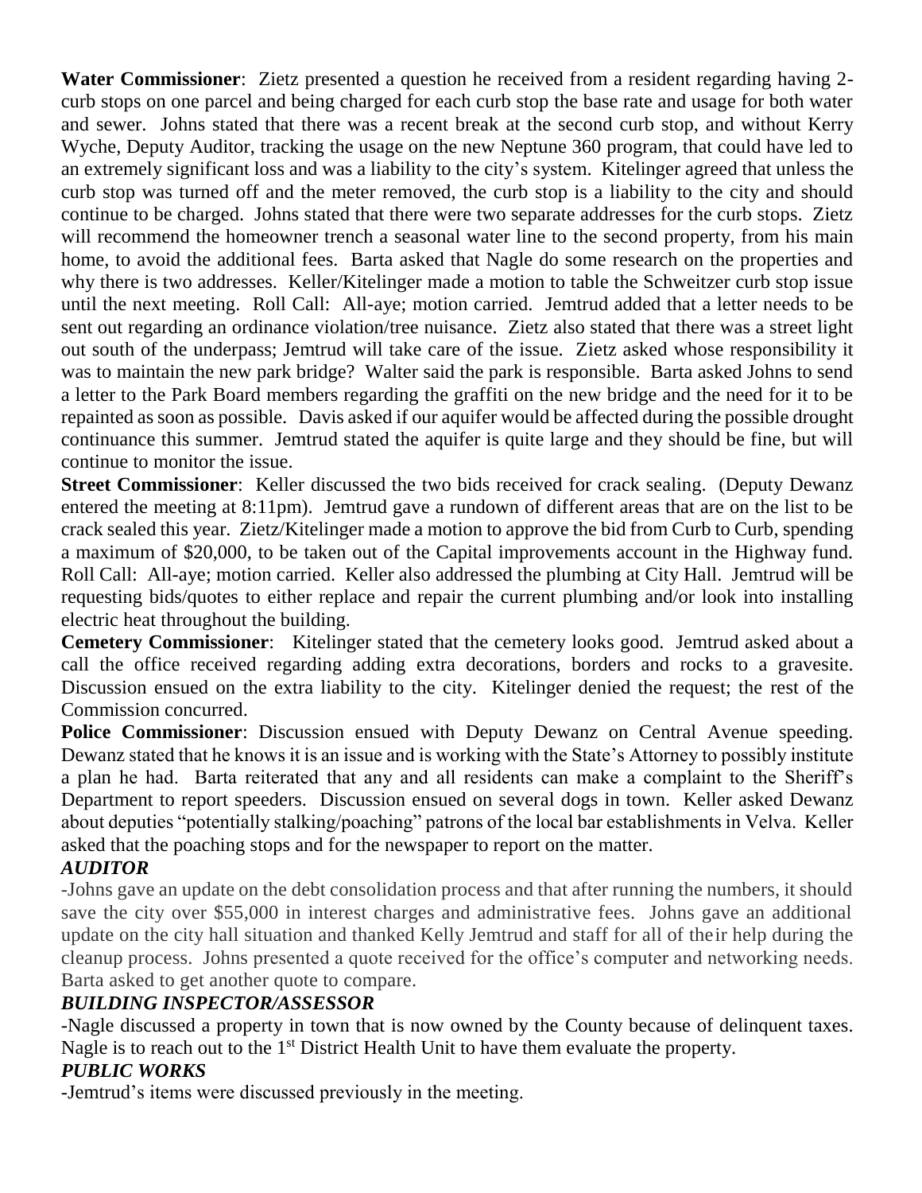**Water Commissioner**: Zietz presented a question he received from a resident regarding having 2-curb stops on one parcel and being charged for each curb stop the base rate and usage for both water and sewer. Johns stated that there was a recent break at the second curb stop, and without Kerry Wyche, Deputy Auditor, tracking the usage on the new Neptune 360 program, that could have led to an extremely significant loss and was a liability to the city's system. Kitelinger agreed that unless the curb stop was turned off and the meter removed, the curb stop is a liability to the city and should continue to be charged. Johns stated that there were two separate addresses for the curb stops. Zietz will recommend the homeowner trench a seasonal water line to the second property, from his main home, to avoid the additional fees. Barta asked that Nagle do some research on the properties and why there is two addresses. Keller/Kitelinger made a motion to table the Schweitzer curb stop issue until the next meeting. Roll Call: All-aye; motion carried. Jemtrud added that a letter needs to be sent out regarding an ordinance violation/tree nuisance. Zietz also stated that there was a street light out south of the underpass; Jemtrud will take care of the issue. Zietz asked whose responsibility it was to maintain the new park bridge? Walter said the park is responsible. Barta asked Johns to send a letter to the Park Board members regarding the graffiti on the new bridge and the need for it to be repainted as soon as possible. Davis asked if our aquifer would be affected during the possible drought continuance this summer. Jemtrud stated the aquifer is quite large and they should be fine, but will continue to monitor the issue.

**Street Commissioner**: Keller discussed the two bids received for crack sealing. (Deputy Dewanz entered the meeting at 8:11pm). Jemtrud gave a rundown of different areas that are on the list to be crack sealed this year. Zietz/Kitelinger made a motion to approve the bid from Curb to Curb, spending a maximum of $20,000, to be taken out of the Capital improvements account in the Highway fund. Roll Call: All-aye; motion carried. Keller also addressed the plumbing at City Hall. Jemtrud will be requesting bids/quotes to either replace and repair the current plumbing and/or look into installing electric heat throughout the building.

**Cemetery Commissioner**: Kitelinger stated that the cemetery looks good. Jemtrud asked about a call the office received regarding adding extra decorations, borders and rocks to a gravesite. Discussion ensued on the extra liability to the city. Kitelinger denied the request; the rest of the Commission concurred.

**Police Commissioner**: Discussion ensued with Deputy Dewanz on Central Avenue speeding. Dewanz stated that he knows it is an issue and is working with the State's Attorney to possibly institute a plan he had. Barta reiterated that any and all residents can make a complaint to the Sheriff's Department to report speeders. Discussion ensued on several dogs in town. Keller asked Dewanz about deputies "potentially stalking/poaching" patrons of the local bar establishments in Velva. Keller asked that the poaching stops and for the newspaper to report on the matter.

***AUDITOR***

-Johns gave an update on the debt consolidation process and that after running the numbers, it should save the city over $55,000 in interest charges and administrative fees. Johns gave an additional update on the city hall situation and thanked Kelly Jemtrud and staff for all of their help during the cleanup process. Johns presented a quote received for the office's computer and networking needs. Barta asked to get another quote to compare.

***BUILDING INSPECTOR/ASSESSOR***

-Nagle discussed a property in town that is now owned by the County because of delinquent taxes. Nagle is to reach out to the 1st District Health Unit to have them evaluate the property.

***PUBLIC WORKS***

-Jemtrud's items were discussed previously in the meeting.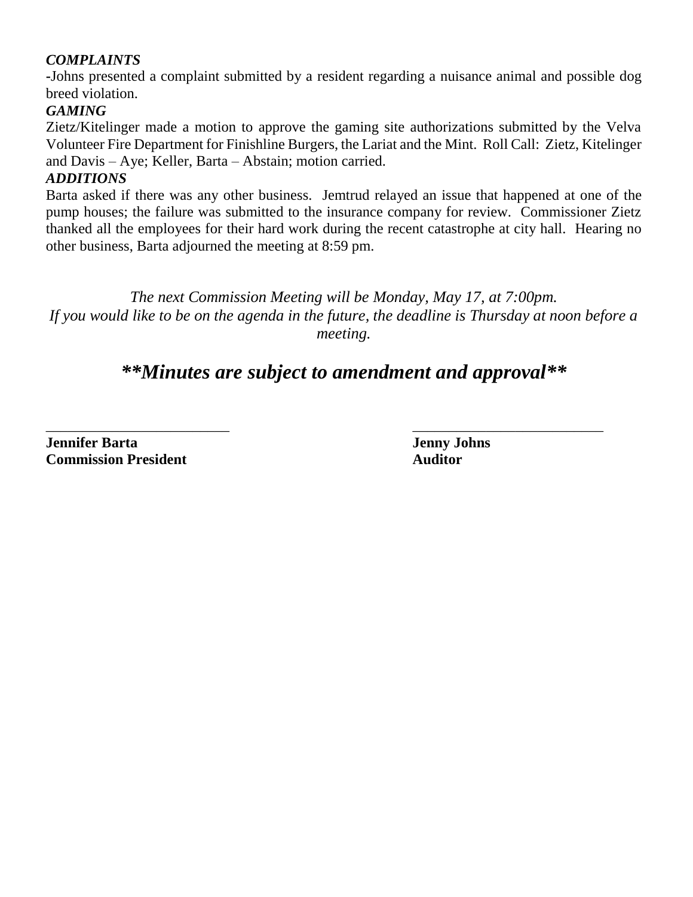***COMPLAINTS***

-Johns presented a complaint submitted by a resident regarding a nuisance animal and possible dog breed violation.

***GAMING***

Zietz/Kitelinger made a motion to approve the gaming site authorizations submitted by the Velva Volunteer Fire Department for Finishline Burgers, the Lariat and the Mint. Roll Call: Zietz, Kitelinger and Davis – Aye; Keller, Barta – Abstain; motion carried.

***ADDITIONS***

Barta asked if there was any other business. Jemtrud relayed an issue that happened at one of the pump houses; the failure was submitted to the insurance company for review. Commissioner Zietz thanked all the employees for their hard work during the recent catastrophe at city hall. Hearing no other business, Barta adjourned the meeting at 8:59 pm.

*The next Commission Meeting will be Monday, May 17, at 7:00pm.*
*If you would like to be on the agenda in the future, the deadline is Thursday at noon before a meeting.*

## ***\*\*Minutes are subject to amendment and approval\*\****

| | |
|---|---|
| ___________________________ | ___________________________ |
| **Jennifer Barta** | **Jenny Johns** |
| **Commission President** | **Auditor** |